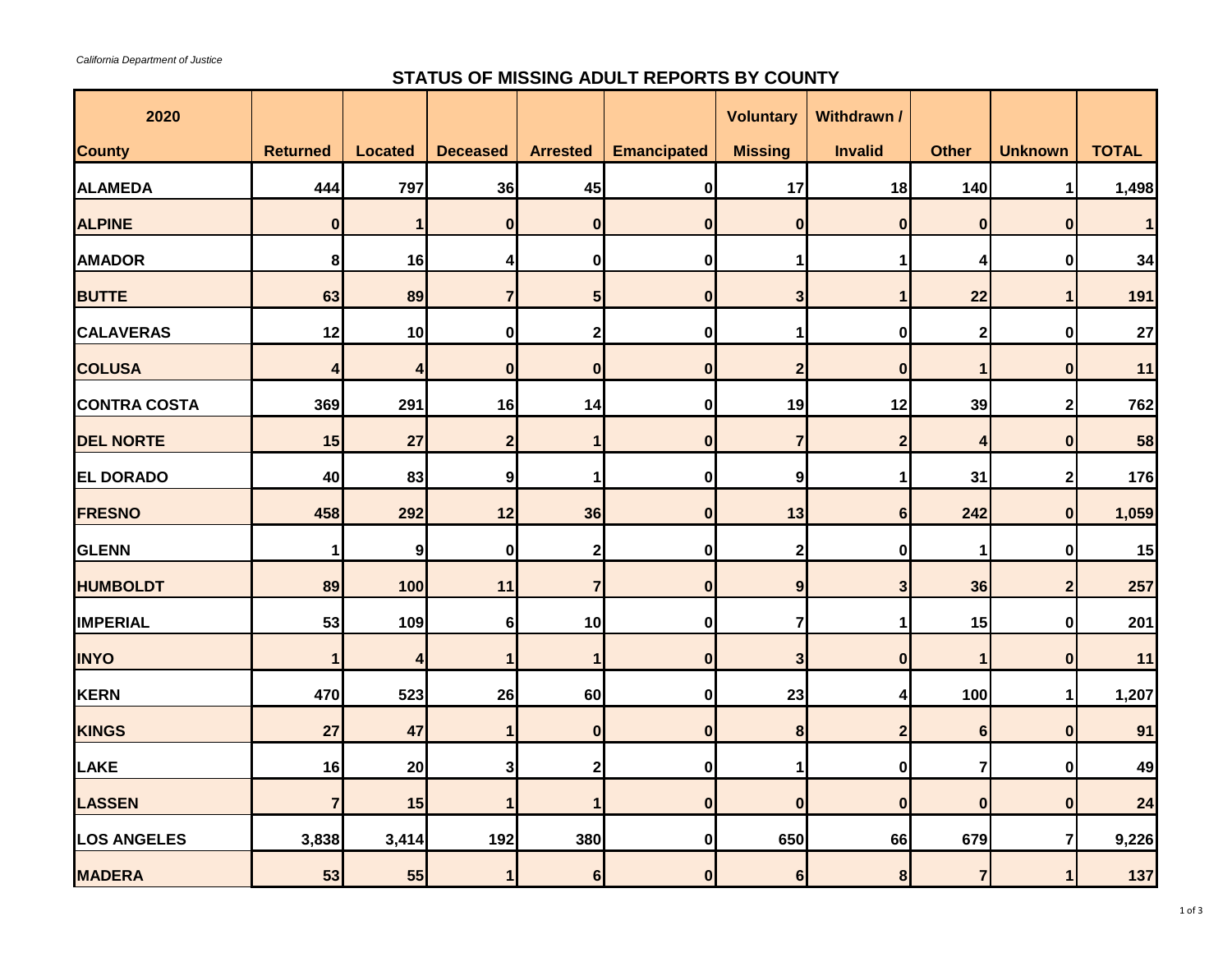*California Department of Justice*

## STATUS OF MISSING ADULT REPORTS BY COUNTY

| 2020<br>County | Returned | Located | Deceased | Arrested | Emancipated | Voluntary Missing | Withdrawn / Invalid | Other | Unknown | TOTAL |
|---|---|---|---|---|---|---|---|---|---|---|
| ALAMEDA | 444 | 797 | 36 | 45 | 0 | 17 | 18 | 140 | 1 | 1,498 |
| ALPINE | 0 | 1 | 0 | 0 | 0 | 0 | 0 | 0 | 0 | 1 |
| AMADOR | 8 | 16 | 4 | 0 | 0 | 1 | 1 | 4 | 0 | 34 |
| BUTTE | 63 | 89 | 7 | 5 | 0 | 3 | 1 | 22 | 1 | 191 |
| CALAVERAS | 12 | 10 | 0 | 2 | 0 | 1 | 0 | 2 | 0 | 27 |
| COLUSA | 4 | 4 | 0 | 0 | 0 | 2 | 0 | 1 | 0 | 11 |
| CONTRA COSTA | 369 | 291 | 16 | 14 | 0 | 19 | 12 | 39 | 2 | 762 |
| DEL NORTE | 15 | 27 | 2 | 1 | 0 | 7 | 2 | 4 | 0 | 58 |
| EL DORADO | 40 | 83 | 9 | 1 | 0 | 9 | 1 | 31 | 2 | 176 |
| FRESNO | 458 | 292 | 12 | 36 | 0 | 13 | 6 | 242 | 0 | 1,059 |
| GLENN | 1 | 9 | 0 | 2 | 0 | 2 | 0 | 1 | 0 | 15 |
| HUMBOLDT | 89 | 100 | 11 | 7 | 0 | 9 | 3 | 36 | 2 | 257 |
| IMPERIAL | 53 | 109 | 6 | 10 | 0 | 7 | 1 | 15 | 0 | 201 |
| INYO | 1 | 4 | 1 | 1 | 0 | 3 | 0 | 1 | 0 | 11 |
| KERN | 470 | 523 | 26 | 60 | 0 | 23 | 4 | 100 | 1 | 1,207 |
| KINGS | 27 | 47 | 1 | 0 | 0 | 8 | 2 | 6 | 0 | 91 |
| LAKE | 16 | 20 | 3 | 2 | 0 | 1 | 0 | 7 | 0 | 49 |
| LASSEN | 7 | 15 | 1 | 1 | 0 | 0 | 0 | 0 | 0 | 24 |
| LOS ANGELES | 3,838 | 3,414 | 192 | 380 | 0 | 650 | 66 | 679 | 7 | 9,226 |
| MADERA | 53 | 55 | 1 | 6 | 0 | 6 | 8 | 7 | 1 | 137 |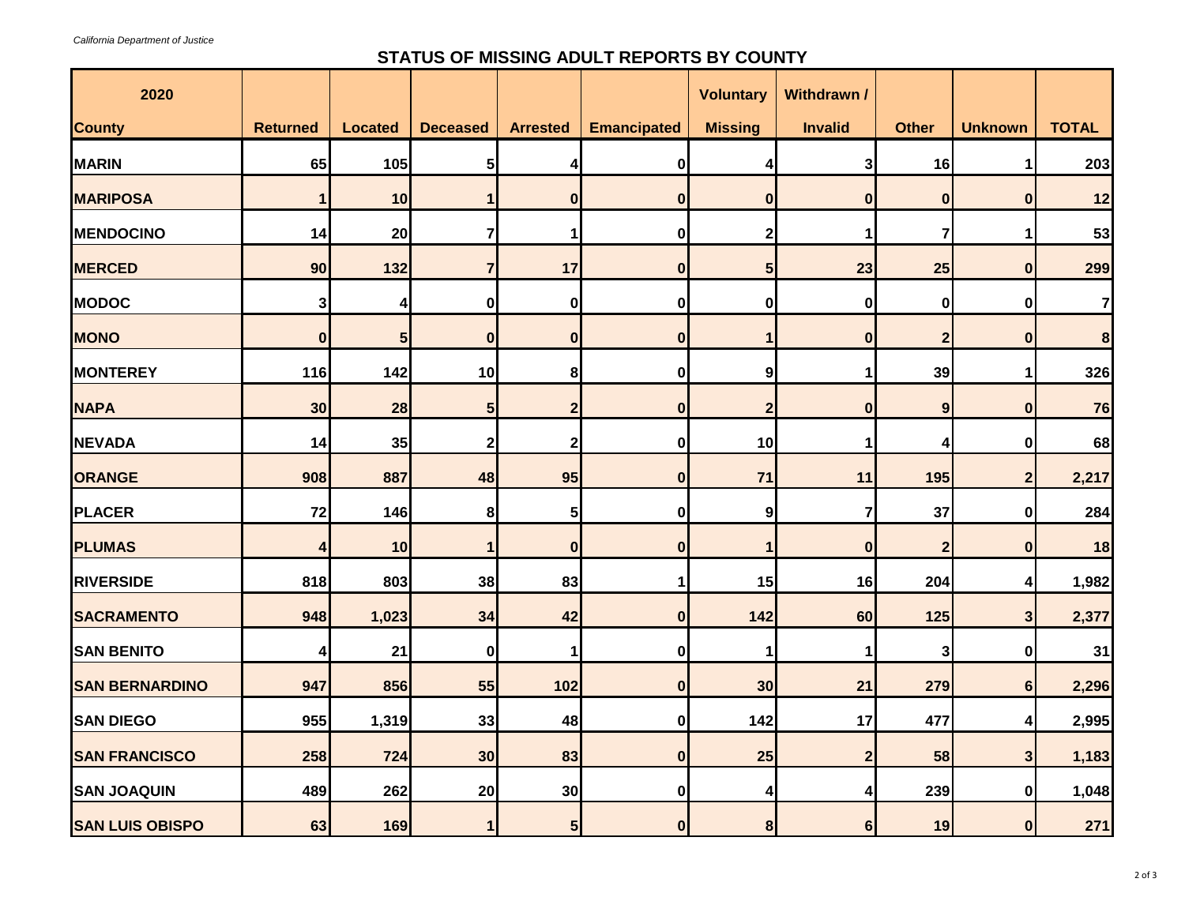*California Department of Justice*

## STATUS OF MISSING ADULT REPORTS BY COUNTY

| 2020<br>County | Returned | Located | Deceased | Arrested | Emancipated | Voluntary Missing | Withdrawn / Invalid | Other | Unknown | TOTAL |
|---|---|---|---|---|---|---|---|---|---|---|
| MARIN | 65 | 105 | 5 | 4 | 0 | 4 | 3 | 16 | 1 | 203 |
| MARIPOSA | 1 | 10 | 1 | 0 | 0 | 0 | 0 | 0 | 0 | 12 |
| MENDOCINO | 14 | 20 | 7 | 1 | 0 | 2 | 1 | 7 | 1 | 53 |
| MERCED | 90 | 132 | 7 | 17 | 0 | 5 | 23 | 25 | 0 | 299 |
| MODOC | 3 | 4 | 0 | 0 | 0 | 0 | 0 | 0 | 0 | 7 |
| MONO | 0 | 5 | 0 | 0 | 0 | 1 | 0 | 2 | 0 | 8 |
| MONTEREY | 116 | 142 | 10 | 8 | 0 | 9 | 1 | 39 | 1 | 326 |
| NAPA | 30 | 28 | 5 | 2 | 0 | 2 | 0 | 9 | 0 | 76 |
| NEVADA | 14 | 35 | 2 | 2 | 0 | 10 | 1 | 4 | 0 | 68 |
| ORANGE | 908 | 887 | 48 | 95 | 0 | 71 | 11 | 195 | 2 | 2,217 |
| PLACER | 72 | 146 | 8 | 5 | 0 | 9 | 7 | 37 | 0 | 284 |
| PLUMAS | 4 | 10 | 1 | 0 | 0 | 1 | 0 | 2 | 0 | 18 |
| RIVERSIDE | 818 | 803 | 38 | 83 | 1 | 15 | 16 | 204 | 4 | 1,982 |
| SACRAMENTO | 948 | 1,023 | 34 | 42 | 0 | 142 | 60 | 125 | 3 | 2,377 |
| SAN BENITO | 4 | 21 | 0 | 1 | 0 | 1 | 1 | 3 | 0 | 31 |
| SAN BERNARDINO | 947 | 856 | 55 | 102 | 0 | 30 | 21 | 279 | 6 | 2,296 |
| SAN DIEGO | 955 | 1,319 | 33 | 48 | 0 | 142 | 17 | 477 | 4 | 2,995 |
| SAN FRANCISCO | 258 | 724 | 30 | 83 | 0 | 25 | 2 | 58 | 3 | 1,183 |
| SAN JOAQUIN | 489 | 262 | 20 | 30 | 0 | 4 | 4 | 239 | 0 | 1,048 |
| SAN LUIS OBISPO | 63 | 169 | 1 | 5 | 0 | 8 | 6 | 19 | 0 | 271 |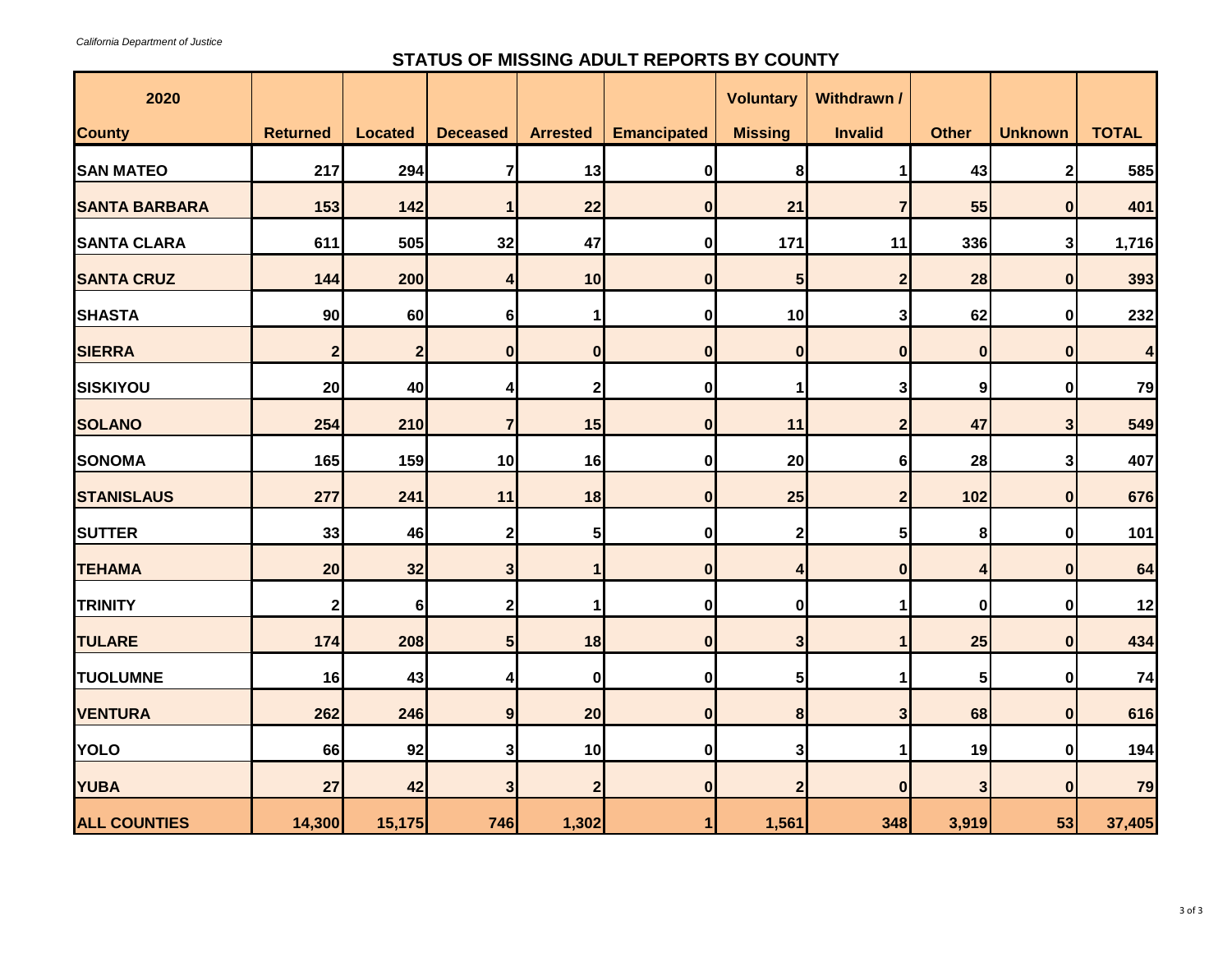*California Department of Justice*

## STATUS OF MISSING ADULT REPORTS BY COUNTY

| 2020<br>County | Returned | Located | Deceased | Arrested | Emancipated | Voluntary Missing | Withdrawn / Invalid | Other | Unknown | TOTAL |
|---|---|---|---|---|---|---|---|---|---|---|
| SAN MATEO | 217 | 294 | 7 | 13 | 0 | 8 | 1 | 43 | 2 | 585 |
| SANTA BARBARA | 153 | 142 | 1 | 22 | 0 | 21 | 7 | 55 | 0 | 401 |
| SANTA CLARA | 611 | 505 | 32 | 47 | 0 | 171 | 11 | 336 | 3 | 1,716 |
| SANTA CRUZ | 144 | 200 | 4 | 10 | 0 | 5 | 2 | 28 | 0 | 393 |
| SHASTA | 90 | 60 | 6 | 1 | 0 | 10 | 3 | 62 | 0 | 232 |
| SIERRA | 2 | 2 | 0 | 0 | 0 | 0 | 0 | 0 | 0 | 4 |
| SISKIYOU | 20 | 40 | 4 | 2 | 0 | 1 | 3 | 9 | 0 | 79 |
| SOLANO | 254 | 210 | 7 | 15 | 0 | 11 | 2 | 47 | 3 | 549 |
| SONOMA | 165 | 159 | 10 | 16 | 0 | 20 | 6 | 28 | 3 | 407 |
| STANISLAUS | 277 | 241 | 11 | 18 | 0 | 25 | 2 | 102 | 0 | 676 |
| SUTTER | 33 | 46 | 2 | 5 | 0 | 2 | 5 | 8 | 0 | 101 |
| TEHAMA | 20 | 32 | 3 | 1 | 0 | 4 | 0 | 4 | 0 | 64 |
| TRINITY | 2 | 6 | 2 | 1 | 0 | 0 | 1 | 0 | 0 | 12 |
| TULARE | 174 | 208 | 5 | 18 | 0 | 3 | 1 | 25 | 0 | 434 |
| TUOLUMNE | 16 | 43 | 4 | 0 | 0 | 5 | 1 | 5 | 0 | 74 |
| VENTURA | 262 | 246 | 9 | 20 | 0 | 8 | 3 | 68 | 0 | 616 |
| YOLO | 66 | 92 | 3 | 10 | 0 | 3 | 1 | 19 | 0 | 194 |
| YUBA | 27 | 42 | 3 | 2 | 0 | 2 | 0 | 3 | 0 | 79 |
| ALL COUNTIES | 14,300 | 15,175 | 746 | 1,302 | 1 | 1,561 | 348 | 3,919 | 53 | 37,405 |